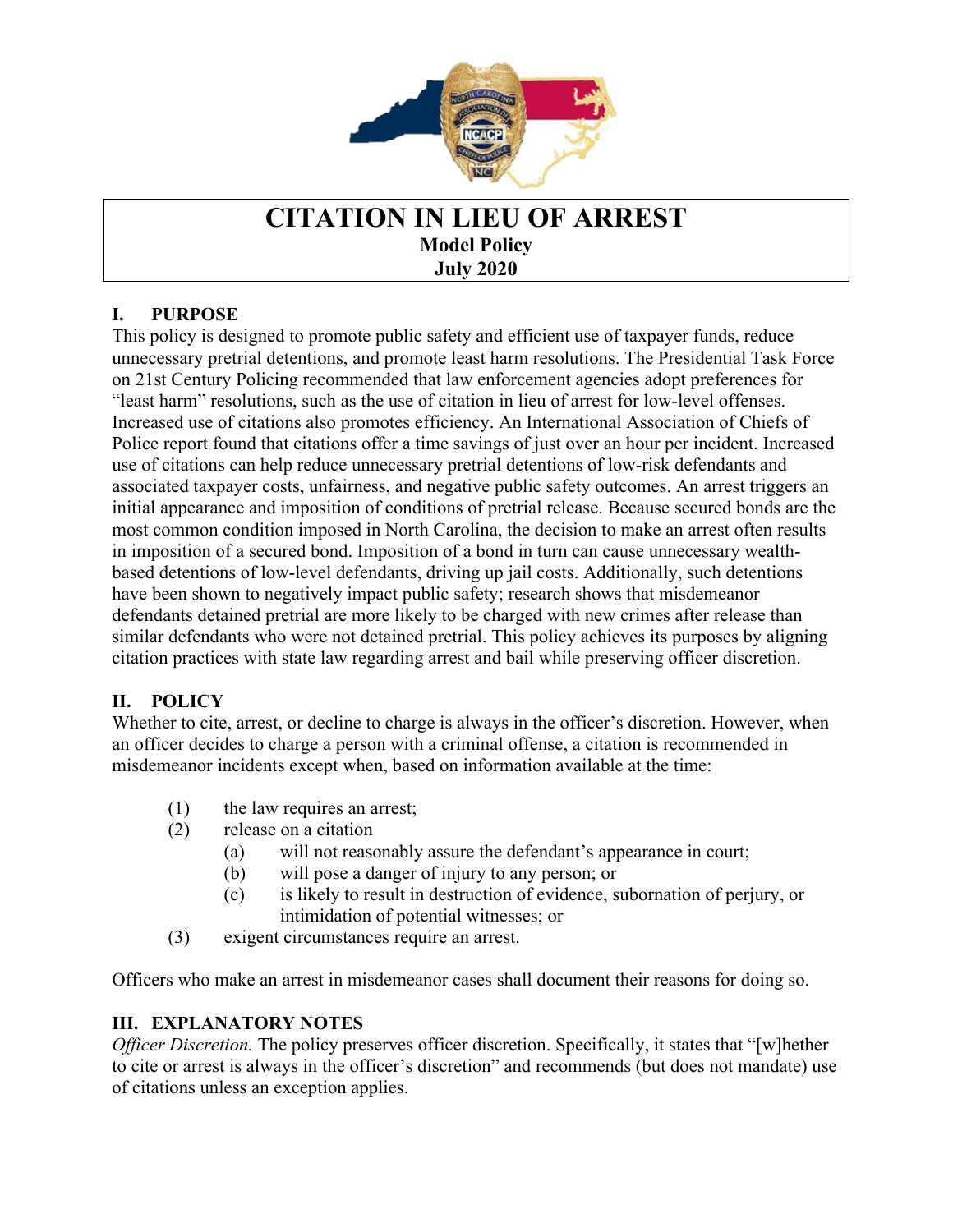# CITATION IN LIEU OF ARREST

**Model Policy**

**July 2020**

## I. PURPOSE

This policy is designed to promote public safety and efficient use of taxpayer funds, reduce unnecessary pretrial detentions, and promote least harm resolutions. The Presidential Task Force on 21st Century Policing recommended that law enforcement agencies adopt preferences for "least harm" resolutions, such as the use of citation in lieu of arrest for low-level offenses. Increased use of citations also promotes efficiency. An International Association of Chiefs of Police report found that citations offer a time savings of just over an hour per incident. Increased use of citations can help reduce unnecessary pretrial detentions of low-risk defendants and associated taxpayer costs, unfairness, and negative public safety outcomes. An arrest triggers an initial appearance and imposition of conditions of pretrial release. Because secured bonds are the most common condition imposed in North Carolina, the decision to make an arrest often results in imposition of a secured bond. Imposition of a bond in turn can cause unnecessary wealth-based detentions of low-level defendants, driving up jail costs. Additionally, such detentions have been shown to negatively impact public safety; research shows that misdemeanor defendants detained pretrial are more likely to be charged with new crimes after release than similar defendants who were not detained pretrial. This policy achieves its purposes by aligning citation practices with state law regarding arrest and bail while preserving officer discretion.

## II. POLICY

Whether to cite, arrest, or decline to charge is always in the officer's discretion. However, when an officer decides to charge a person with a criminal offense, a citation is recommended in misdemeanor incidents except when, based on information available at the time:

(1) the law requires an arrest;

(2) release on a citation

- (a) will not reasonably assure the defendant's appearance in court;
- (b) will pose a danger of injury to any person; or
- (c) is likely to result in destruction of evidence, subornation of perjury, or intimidation of potential witnesses; or

(3) exigent circumstances require an arrest.

Officers who make an arrest in misdemeanor cases shall document their reasons for doing so.

## III. EXPLANATORY NOTES

*Officer Discretion.* The policy preserves officer discretion. Specifically, it states that "[w]hether to cite or arrest is always in the officer's discretion" and recommends (but does not mandate) use of citations unless an exception applies.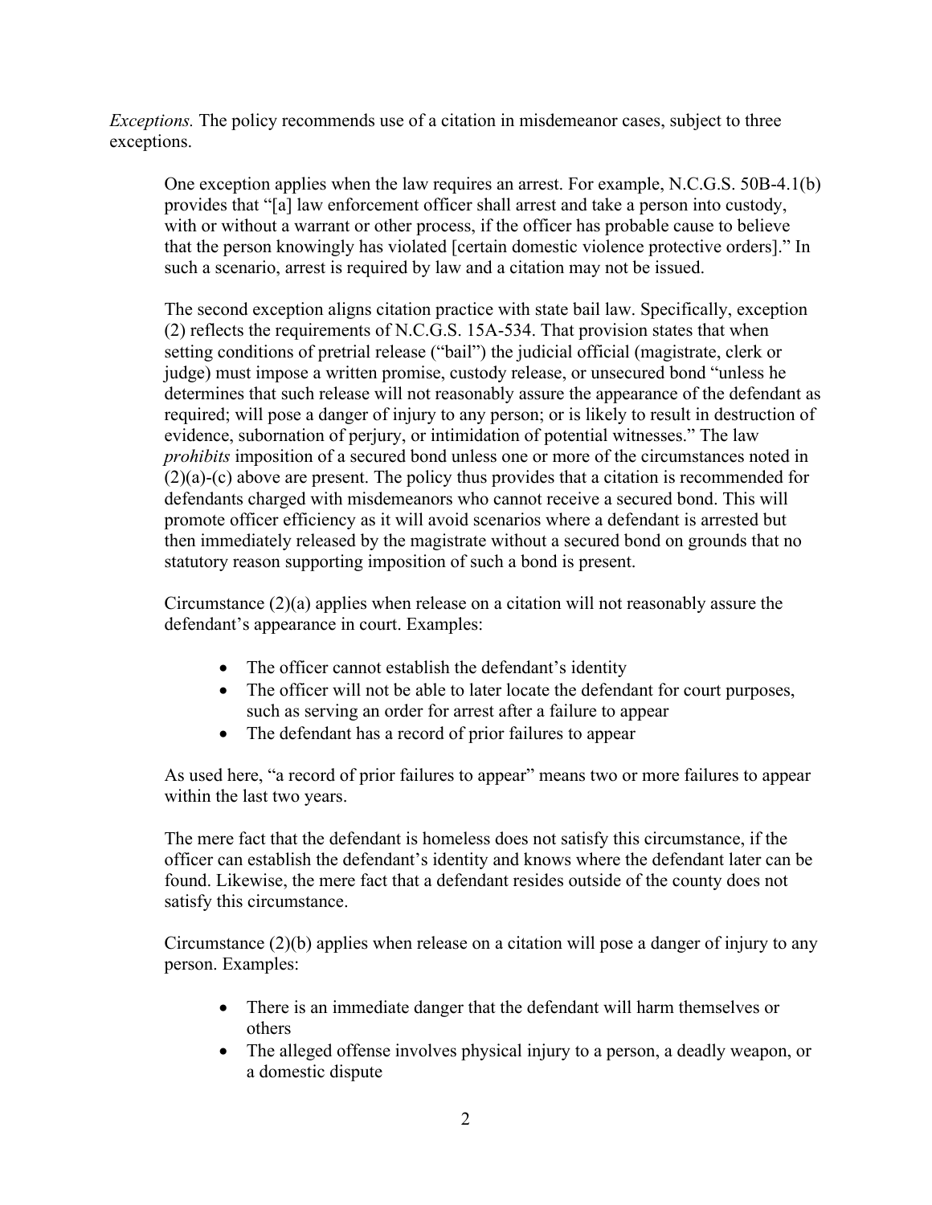*Exceptions.* The policy recommends use of a citation in misdemeanor cases, subject to three exceptions.

One exception applies when the law requires an arrest. For example, N.C.G.S. 50B-4.1(b) provides that "[a] law enforcement officer shall arrest and take a person into custody, with or without a warrant or other process, if the officer has probable cause to believe that the person knowingly has violated [certain domestic violence protective orders]." In such a scenario, arrest is required by law and a citation may not be issued.

The second exception aligns citation practice with state bail law. Specifically, exception (2) reflects the requirements of N.C.G.S. 15A-534. That provision states that when setting conditions of pretrial release ("bail") the judicial official (magistrate, clerk or judge) must impose a written promise, custody release, or unsecured bond "unless he determines that such release will not reasonably assure the appearance of the defendant as required; will pose a danger of injury to any person; or is likely to result in destruction of evidence, subornation of perjury, or intimidation of potential witnesses." The law *prohibits* imposition of a secured bond unless one or more of the circumstances noted in (2)(a)-(c) above are present. The policy thus provides that a citation is recommended for defendants charged with misdemeanors who cannot receive a secured bond. This will promote officer efficiency as it will avoid scenarios where a defendant is arrested but then immediately released by the magistrate without a secured bond on grounds that no statutory reason supporting imposition of such a bond is present.

Circumstance (2)(a) applies when release on a citation will not reasonably assure the defendant's appearance in court. Examples:

- The officer cannot establish the defendant's identity
- The officer will not be able to later locate the defendant for court purposes, such as serving an order for arrest after a failure to appear
- The defendant has a record of prior failures to appear

As used here, "a record of prior failures to appear" means two or more failures to appear within the last two years.

The mere fact that the defendant is homeless does not satisfy this circumstance, if the officer can establish the defendant's identity and knows where the defendant later can be found. Likewise, the mere fact that a defendant resides outside of the county does not satisfy this circumstance.

Circumstance (2)(b) applies when release on a citation will pose a danger of injury to any person. Examples:

- There is an immediate danger that the defendant will harm themselves or others
- The alleged offense involves physical injury to a person, a deadly weapon, or a domestic dispute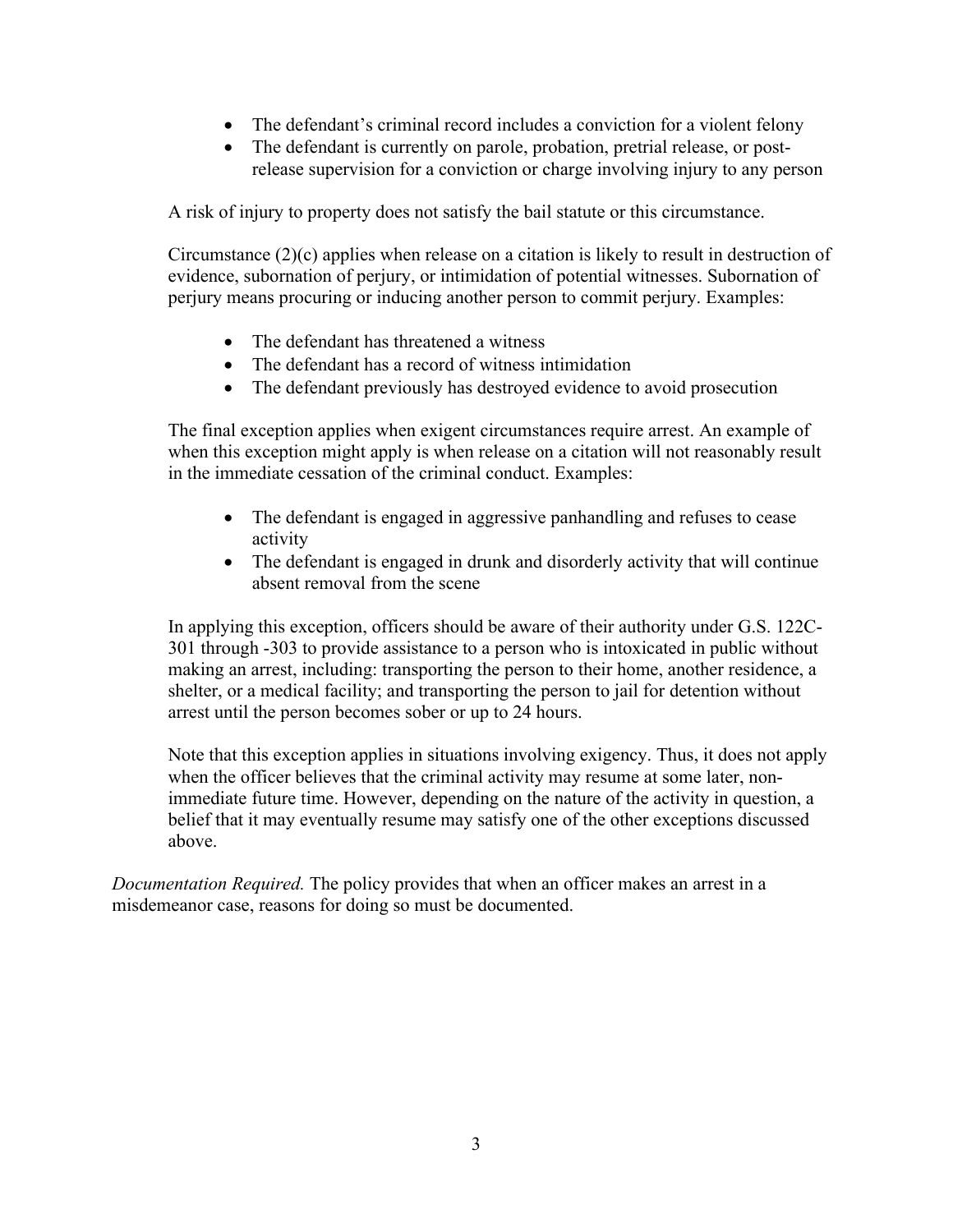- The defendant's criminal record includes a conviction for a violent felony
- The defendant is currently on parole, probation, pretrial release, or post-release supervision for a conviction or charge involving injury to any person

A risk of injury to property does not satisfy the bail statute or this circumstance.

Circumstance (2)(c) applies when release on a citation is likely to result in destruction of evidence, subornation of perjury, or intimidation of potential witnesses. Subornation of perjury means procuring or inducing another person to commit perjury. Examples:

- The defendant has threatened a witness
- The defendant has a record of witness intimidation
- The defendant previously has destroyed evidence to avoid prosecution

The final exception applies when exigent circumstances require arrest. An example of when this exception might apply is when release on a citation will not reasonably result in the immediate cessation of the criminal conduct. Examples:

- The defendant is engaged in aggressive panhandling and refuses to cease activity
- The defendant is engaged in drunk and disorderly activity that will continue absent removal from the scene

In applying this exception, officers should be aware of their authority under G.S. 122C-301 through -303 to provide assistance to a person who is intoxicated in public without making an arrest, including: transporting the person to their home, another residence, a shelter, or a medical facility; and transporting the person to jail for detention without arrest until the person becomes sober or up to 24 hours.

Note that this exception applies in situations involving exigency. Thus, it does not apply when the officer believes that the criminal activity may resume at some later, non-immediate future time. However, depending on the nature of the activity in question, a belief that it may eventually resume may satisfy one of the other exceptions discussed above.

*Documentation Required.* The policy provides that when an officer makes an arrest in a misdemeanor case, reasons for doing so must be documented.